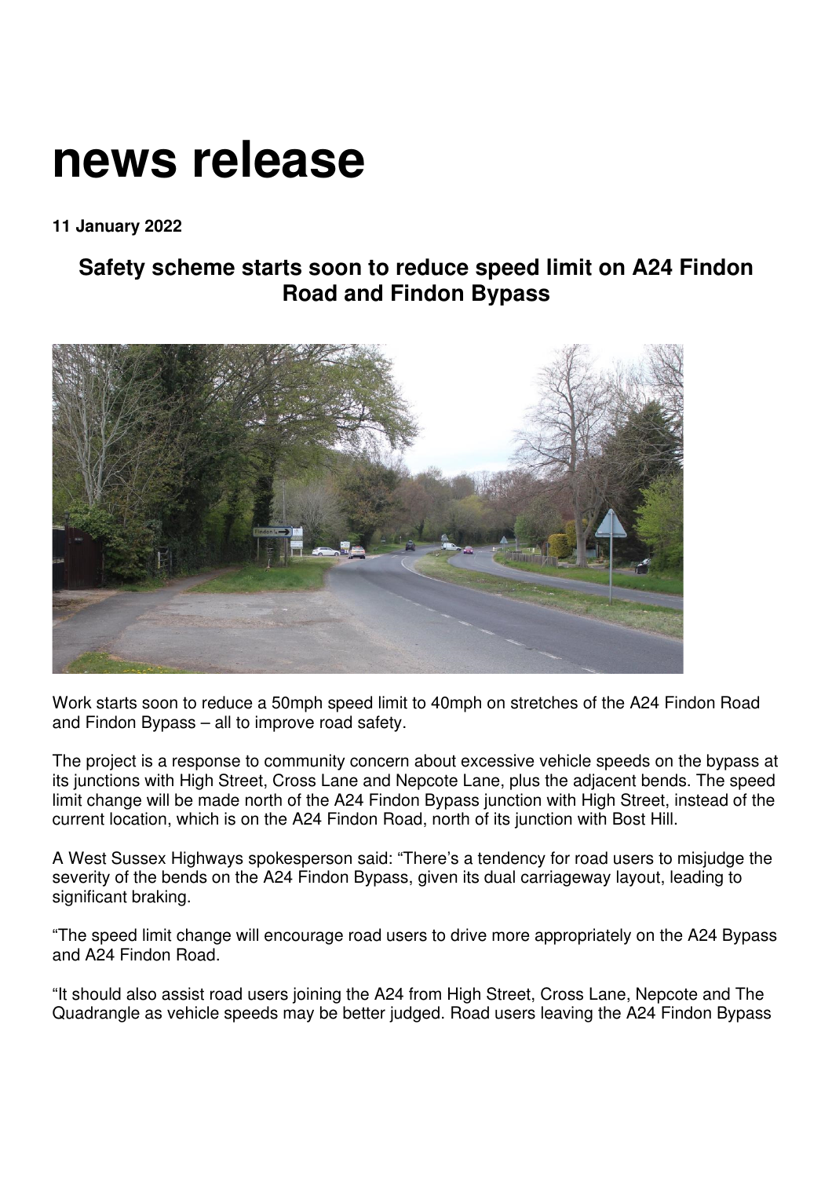# news release

**11 January 2022**

## Safety scheme starts soon to reduce speed limit on A24 Findon Road and Findon Bypass

Work starts soon to reduce a 50mph speed limit to 40mph on stretches of the A24 Findon Road and Findon Bypass – all to improve road safety.

The project is a response to community concern about excessive vehicle speeds on the bypass at its junctions with High Street, Cross Lane and Nepcote Lane, plus the adjacent bends. The speed limit change will be made north of the A24 Findon Bypass junction with High Street, instead of the current location, which is on the A24 Findon Road, north of its junction with Bost Hill.

A West Sussex Highways spokesperson said: "There's a tendency for road users to misjudge the severity of the bends on the A24 Findon Bypass, given its dual carriageway layout, leading to significant braking.

"The speed limit change will encourage road users to drive more appropriately on the A24 Bypass and A24 Findon Road.

"It should also assist road users joining the A24 from High Street, Cross Lane, Nepcote and The Quadrangle as vehicle speeds may be better judged. Road users leaving the A24 Findon Bypass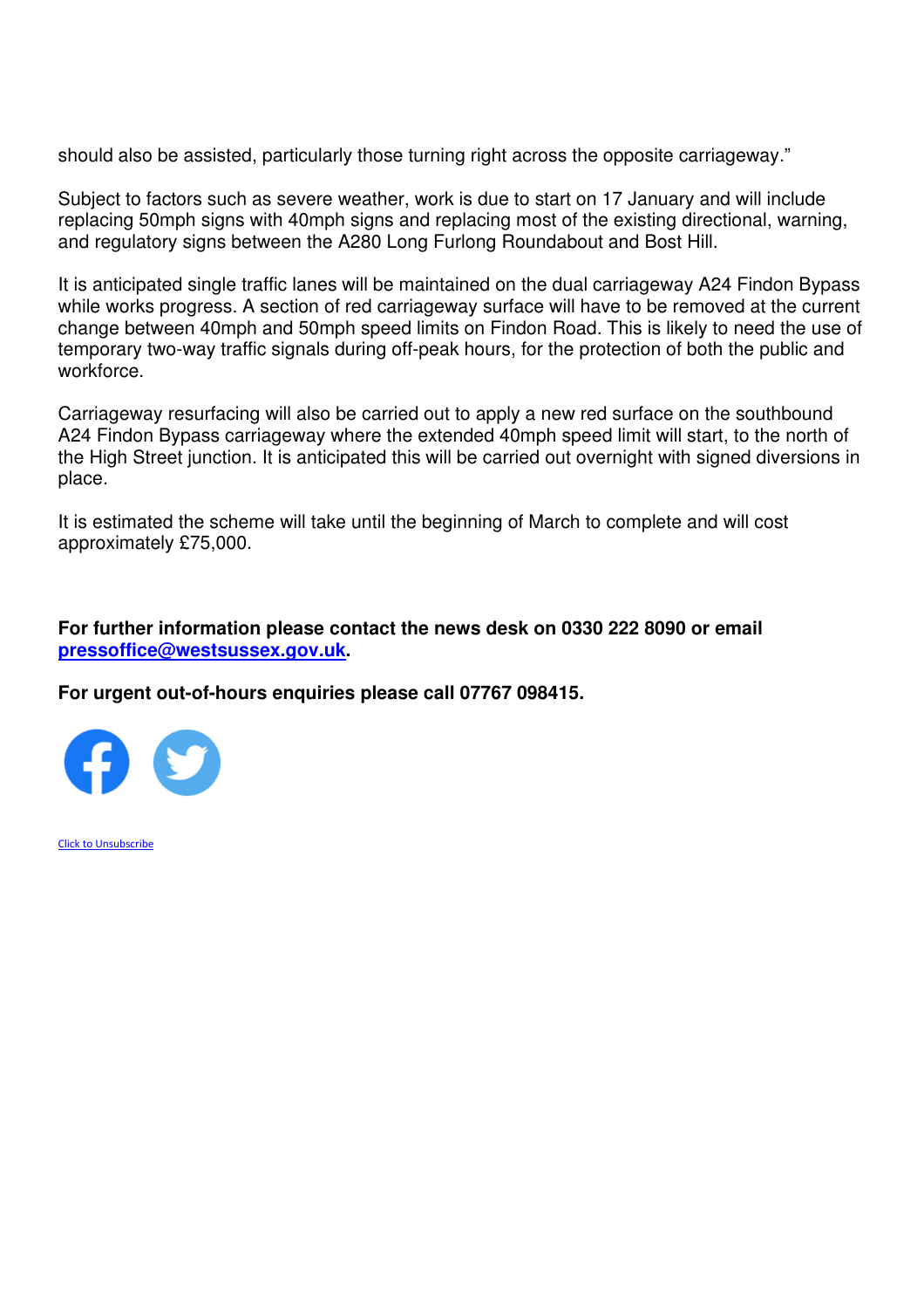should also be assisted, particularly those turning right across the opposite carriageway."

Subject to factors such as severe weather, work is due to start on 17 January and will include replacing 50mph signs with 40mph signs and replacing most of the existing directional, warning, and regulatory signs between the A280 Long Furlong Roundabout and Bost Hill.

It is anticipated single traffic lanes will be maintained on the dual carriageway A24 Findon Bypass while works progress. A section of red carriageway surface will have to be removed at the current change between 40mph and 50mph speed limits on Findon Road. This is likely to need the use of temporary two-way traffic signals during off-peak hours, for the protection of both the public and workforce.

Carriageway resurfacing will also be carried out to apply a new red surface on the southbound A24 Findon Bypass carriageway where the extended 40mph speed limit will start, to the north of the High Street junction. It is anticipated this will be carried out overnight with signed diversions in place.

It is estimated the scheme will take until the beginning of March to complete and will cost approximately £75,000.

**For further information please contact the news desk on 0330 222 8090 or email [pressoffice@westsussex.gov.uk](mailto:pressoffice@westsussex.gov.uk).**

**For urgent out-of-hours enquiries please call 07767 098415.**

Click to Unsubscribe